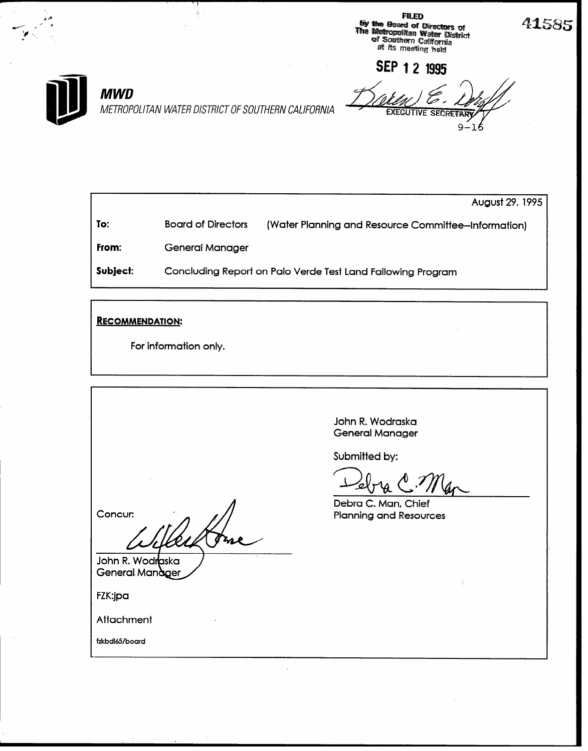FILED
by the Board of Directors of
The Metropolitan Water District
of Southern California
at its meeting held

SEP 12 1995

EXECUTIVE SECRETARY
9-15

41585

**MWD**
*METROPOLITAN WATER DISTRICT OF SOUTHERN CALIFORNIA*

August 29, 1995

**To:** Board of Directors (Water Planning and Resource Committee--Information)

**From:** General Manager

**Subject:** Concluding Report on Palo Verde Test Land Fallowing Program

**RECOMMENDATION:**

For information only.

John R. Wodraska
General Manager

Submitted by:

Debra C. Man, Chief
Planning and Resources

Concur:

John R. Wodraska
General Manager

FZK:jpa

Attachment

fzkbdl65/board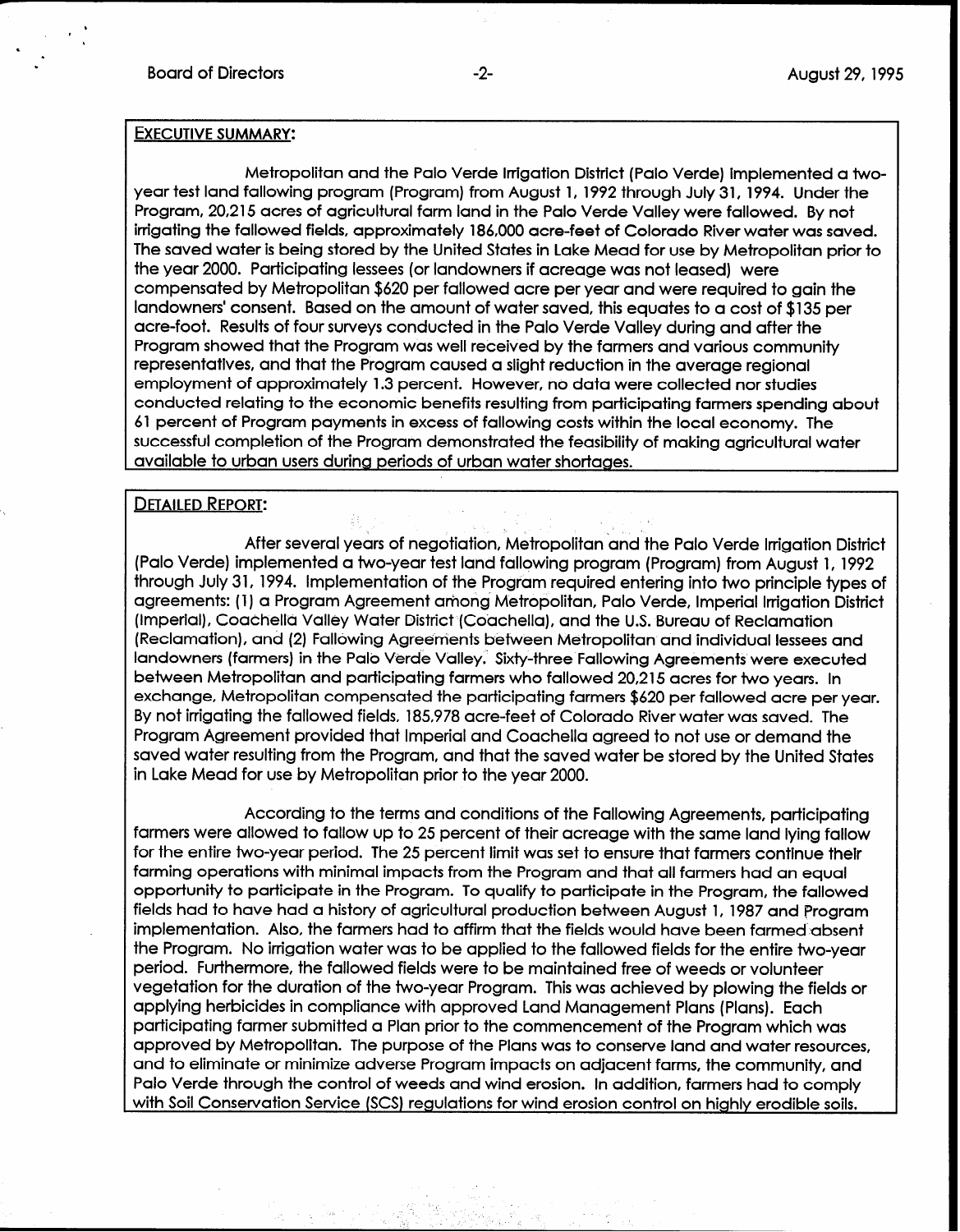## EXECUTIVE SUMMARY:

Metropolitan and the Palo Verde Irrigation District (Palo Verde) implemented a two-year test land fallowing program (Program) from August 1, 1992 through July 31, 1994. Under the Program, 20,215 acres of agricultural farm land in the Palo Verde Valley were fallowed. By not irrigating the fallowed fields, approximately 186,000 acre-feet of Colorado River water was saved. The saved water is being stored by the United States in Lake Mead for use by Metropolitan prior to the year 2000. Participating lessees (or landowners if acreage was not leased) were compensated by Metropolitan $620 per fallowed acre per year and were required to gain the landowners' consent. Based on the amount of water saved, this equates to a cost of $135 per acre-foot. Results of four surveys conducted in the Palo Verde Valley during and after the Program showed that the Program was well received by the farmers and various community representatives, and that the Program caused a slight reduction in the average regional employment of approximately 1.3 percent. However, no data were collected nor studies conducted relating to the economic benefits resulting from participating farmers spending about 61 percent of Program payments in excess of fallowing costs within the local economy. The successful completion of the Program demonstrated the feasibility of making agricultural water available to urban users during periods of urban water shortages.

## DETAILED REPORT:

After several years of negotiation, Metropolitan and the Palo Verde Irrigation District (Palo Verde) implemented a two-year test land fallowing program (Program) from August 1, 1992 through July 31, 1994. Implementation of the Program required entering into two principle types of agreements: (1) a Program Agreement among Metropolitan, Palo Verde, Imperial Irrigation District (Imperial), Coachella Valley Water District (Coachella), and the U.S. Bureau of Reclamation (Reclamation), and (2) Fallowing Agreements between Metropolitan and individual lessees and landowners (farmers) in the Palo Verde Valley. Sixty-three Fallowing Agreements were executed between Metropolitan and participating farmers who fallowed 20,215 acres for two years. In exchange, Metropolitan compensated the participating farmers $620 per fallowed acre per year. By not irrigating the fallowed fields, 185,978 acre-feet of Colorado River water was saved. The Program Agreement provided that Imperial and Coachella agreed to not use or demand the saved water resulting from the Program, and that the saved water be stored by the United States in Lake Mead for use by Metropolitan prior to the year 2000.

According to the terms and conditions of the Fallowing Agreements, participating farmers were allowed to fallow up to 25 percent of their acreage with the same land lying fallow for the entire two-year period. The 25 percent limit was set to ensure that farmers continue their farming operations with minimal impacts from the Program and that all farmers had an equal opportunity to participate in the Program. To qualify to participate in the Program, the fallowed fields had to have had a history of agricultural production between August 1, 1987 and Program implementation. Also, the farmers had to affirm that the fields would have been farmed absent the Program. No irrigation water was to be applied to the fallowed fields for the entire two-year period. Furthermore, the fallowed fields were to be maintained free of weeds or volunteer vegetation for the duration of the two-year Program. This was achieved by plowing the fields or applying herbicides in compliance with approved Land Management Plans (Plans). Each participating farmer submitted a Plan prior to the commencement of the Program which was approved by Metropolitan. The purpose of the Plans was to conserve land and water resources, and to eliminate or minimize adverse Program impacts on adjacent farms, the community, and Palo Verde through the control of weeds and wind erosion. In addition, farmers had to comply with Soil Conservation Service (SCS) regulations for wind erosion control on highly erodible soils.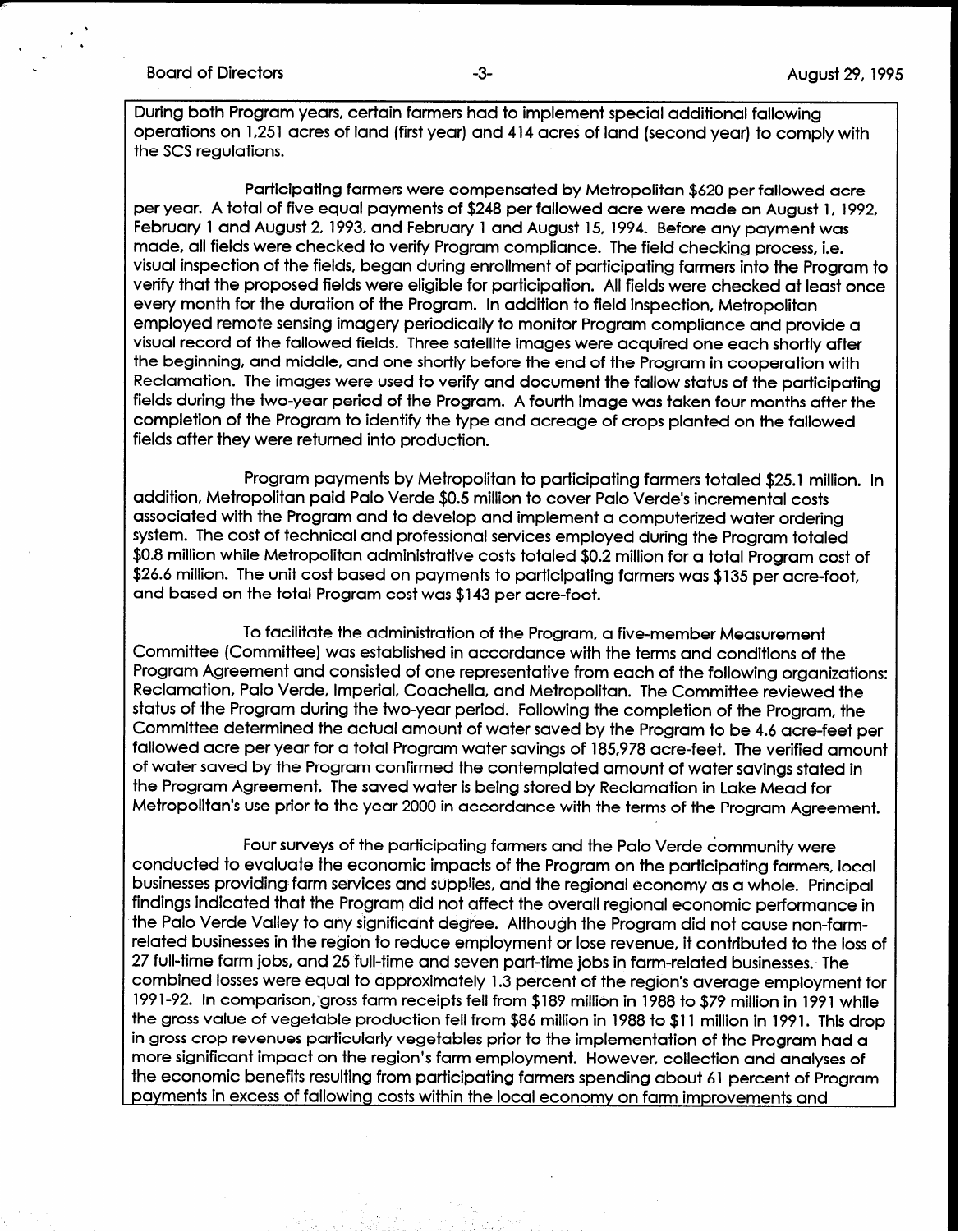During both Program years, certain farmers had to implement special additional fallowing operations on 1,251 acres of land (first year) and 414 acres of land (second year) to comply with the SCS regulations.

Participating farmers were compensated by Metropolitan $620 per fallowed acre per year. A total of five equal payments of $248 per fallowed acre were made on August 1, 1992, February 1 and August 2, 1993, and February 1 and August 15, 1994. Before any payment was made, all fields were checked to verify Program compliance. The field checking process, i.e. visual inspection of the fields, began during enrollment of participating farmers into the Program to verify that the proposed fields were eligible for participation. All fields were checked at least once every month for the duration of the Program. In addition to field inspection, Metropolitan employed remote sensing imagery periodically to monitor Program compliance and provide a visual record of the fallowed fields. Three satellite images were acquired one each shortly after the beginning, and middle, and one shortly before the end of the Program in cooperation with Reclamation. The images were used to verify and document the fallow status of the participating fields during the two-year period of the Program. A fourth image was taken four months after the completion of the Program to identify the type and acreage of crops planted on the fallowed fields after they were returned into production.

Program payments by Metropolitan to participating farmers totaled $25.1 million. In addition, Metropolitan paid Palo Verde $0.5 million to cover Palo Verde's incremental costs associated with the Program and to develop and implement a computerized water ordering system. The cost of technical and professional services employed during the Program totaled $0.8 million while Metropolitan administrative costs totaled $0.2 million for a total Program cost of $26.6 million. The unit cost based on payments to participating farmers was $135 per acre-foot, and based on the total Program cost was $143 per acre-foot.

To facilitate the administration of the Program, a five-member Measurement Committee (Committee) was established in accordance with the terms and conditions of the Program Agreement and consisted of one representative from each of the following organizations: Reclamation, Palo Verde, Imperial, Coachella, and Metropolitan. The Committee reviewed the status of the Program during the two-year period. Following the completion of the Program, the Committee determined the actual amount of water saved by the Program to be 4.6 acre-feet per fallowed acre per year for a total Program water savings of 185,978 acre-feet. The verified amount of water saved by the Program confirmed the contemplated amount of water savings stated in the Program Agreement. The saved water is being stored by Reclamation in Lake Mead for Metropolitan's use prior to the year 2000 in accordance with the terms of the Program Agreement.

Four surveys of the participating farmers and the Palo Verde community were conducted to evaluate the economic impacts of the Program on the participating farmers, local businesses providing farm services and supplies, and the regional economy as a whole. Principal findings indicated that the Program did not affect the overall regional economic performance in the Palo Verde Valley to any significant degree. Although the Program did not cause non-farm-related businesses in the region to reduce employment or lose revenue, it contributed to the loss of 27 full-time farm jobs, and 25 full-time and seven part-time jobs in farm-related businesses. The combined losses were equal to approximately 1.3 percent of the region's average employment for 1991-92. In comparison, gross farm receipts fell from $189 million in 1988 to $79 million in 1991 while the gross value of vegetable production fell from $86 million in 1988 to $11 million in 1991. This drop in gross crop revenues particularly vegetables prior to the implementation of the Program had a more significant impact on the region's farm employment. However, collection and analyses of the economic benefits resulting from participating farmers spending about 61 percent of Program payments in excess of fallowing costs within the local economy on farm improvements and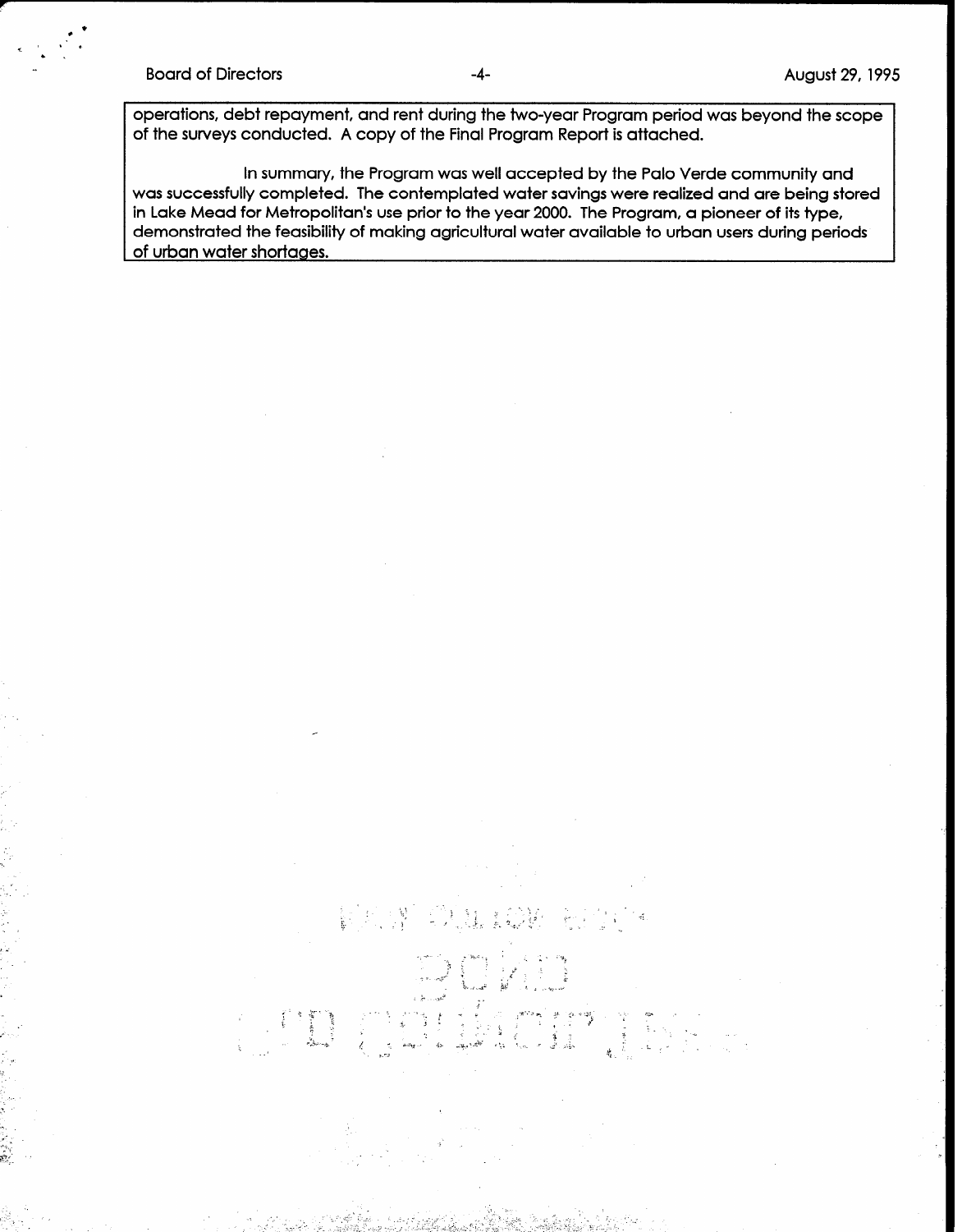operations, debt repayment, and rent during the two-year Program period was beyond the scope of the surveys conducted. A copy of the Final Program Report is attached.

In summary, the Program was well accepted by the Palo Verde community and was successfully completed. The contemplated water savings were realized and are being stored in Lake Mead for Metropolitan's use prior to the year 2000. The Program, a pioneer of its type, demonstrated the feasibility of making agricultural water available to urban users during periods of urban water shortages.